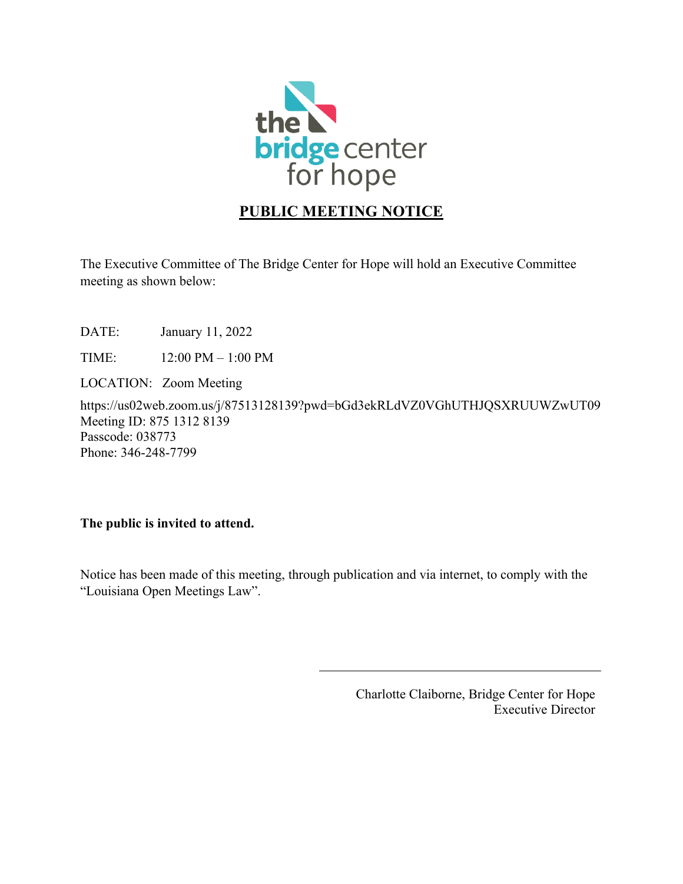the bridge center for hope

# PUBLIC MEETING NOTICE

The Executive Committee of The Bridge Center for Hope will hold an Executive Committee meeting as shown below:

DATE: January 11, 2022

TIME: 12:00 PM – 1:00 PM

LOCATION: Zoom Meeting

https://us02web.zoom.us/j/87513128139?pwd=bGd3ekRLdVZ0VGhUTHJQSXRUUWZwUT09
Meeting ID: 875 1312 8139
Passcode: 038773
Phone: 346-248-7799

**The public is invited to attend.**

Notice has been made of this meeting, through publication and via internet, to comply with the "Louisiana Open Meetings Law".

Charlotte Claiborne, Bridge Center for Hope
Executive Director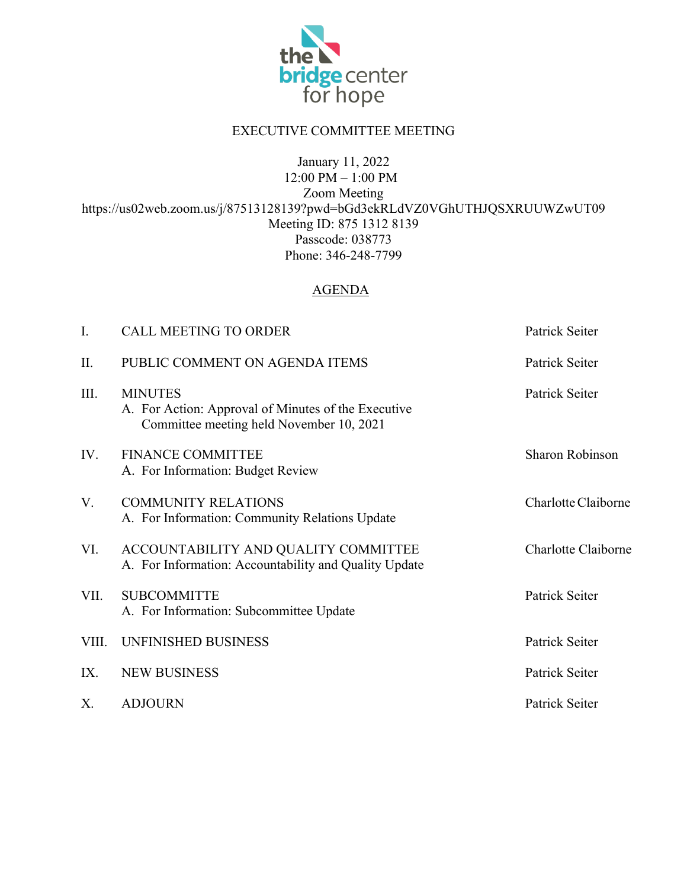# EXECUTIVE COMMITTEE MEETING

January 11, 2022
12:00 PM – 1:00 PM
Zoom Meeting
https://us02web.zoom.us/j/87513128139?pwd=bGd3ekRLdVZ0VGhUTHJQSXRUUWZwUT09
Meeting ID: 875 1312 8139
Passcode: 038773
Phone: 346-248-7799

## AGENDA

| | | |
|---|---|---|
| I. | CALL MEETING TO ORDER | Patrick Seiter |
| II. | PUBLIC COMMENT ON AGENDA ITEMS | Patrick Seiter |
| III. | MINUTES<br>A. For Action: Approval of Minutes of the Executive Committee meeting held November 10, 2021 | Patrick Seiter |
| IV. | FINANCE COMMITTEE<br>A. For Information: Budget Review | Sharon Robinson |
| V. | COMMUNITY RELATIONS<br>A. For Information: Community Relations Update | Charlotte Claiborne |
| VI. | ACCOUNTABILITY AND QUALITY COMMITTEE<br>A. For Information: Accountability and Quality Update | Charlotte Claiborne |
| VII. | SUBCOMMITTE<br>A. For Information: Subcommittee Update | Patrick Seiter |
| VIII. | UNFINISHED BUSINESS | Patrick Seiter |
| IX. | NEW BUSINESS | Patrick Seiter |
| X. | ADJOURN | Patrick Seiter |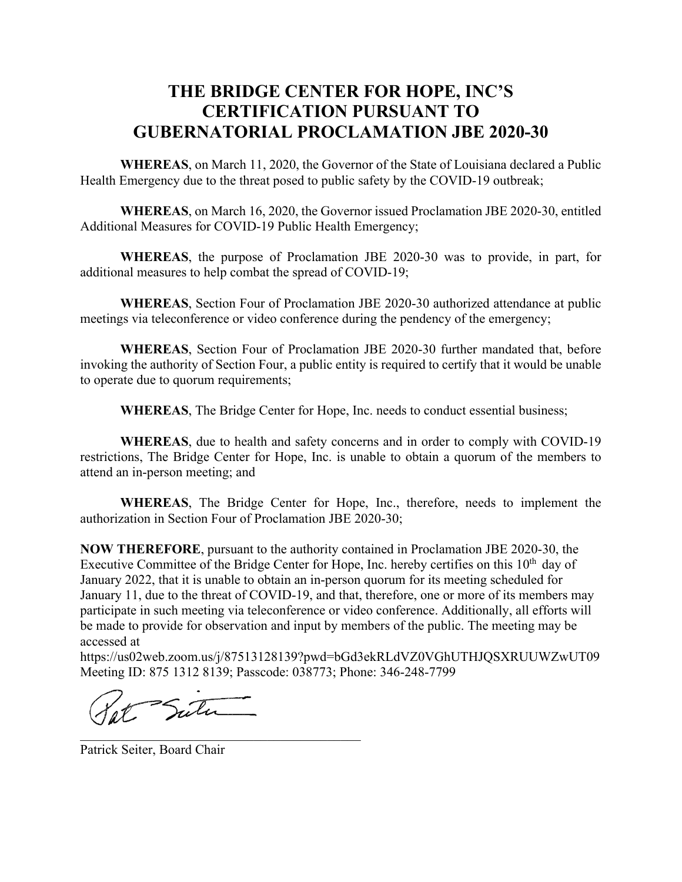# THE BRIDGE CENTER FOR HOPE, INC'S CERTIFICATION PURSUANT TO GUBERNATORIAL PROCLAMATION JBE 2020-30

**WHEREAS**, on March 11, 2020, the Governor of the State of Louisiana declared a Public Health Emergency due to the threat posed to public safety by the COVID-19 outbreak;

**WHEREAS**, on March 16, 2020, the Governor issued Proclamation JBE 2020-30, entitled Additional Measures for COVID-19 Public Health Emergency;

**WHEREAS**, the purpose of Proclamation JBE 2020-30 was to provide, in part, for additional measures to help combat the spread of COVID-19;

**WHEREAS**, Section Four of Proclamation JBE 2020-30 authorized attendance at public meetings via teleconference or video conference during the pendency of the emergency;

**WHEREAS**, Section Four of Proclamation JBE 2020-30 further mandated that, before invoking the authority of Section Four, a public entity is required to certify that it would be unable to operate due to quorum requirements;

**WHEREAS**, The Bridge Center for Hope, Inc. needs to conduct essential business;

**WHEREAS**, due to health and safety concerns and in order to comply with COVID-19 restrictions, The Bridge Center for Hope, Inc. is unable to obtain a quorum of the members to attend an in-person meeting; and

**WHEREAS**, The Bridge Center for Hope, Inc., therefore, needs to implement the authorization in Section Four of Proclamation JBE 2020-30;

**NOW THEREFORE**, pursuant to the authority contained in Proclamation JBE 2020-30, the Executive Committee of the Bridge Center for Hope, Inc. hereby certifies on this 10th day of January 2022, that it is unable to obtain an in-person quorum for its meeting scheduled for January 11, due to the threat of COVID-19, and that, therefore, one or more of its members may participate in such meeting via teleconference or video conference. Additionally, all efforts will be made to provide for observation and input by members of the public. The meeting may be accessed at
https://us02web.zoom.us/j/87513128139?pwd=bGd3ekRLdVZ0VGhUTHJQSXRUUWZwUT09
Meeting ID: 875 1312 8139; Passcode: 038773; Phone: 346-248-7799

Pat Seiter

\_\_\_\_\_\_\_\_\_\_\_\_\_\_\_\_\_\_\_\_\_\_\_\_\_\_\_\_\_\_\_\_\_\_\_\_\_\_\_\_

Patrick Seiter, Board Chair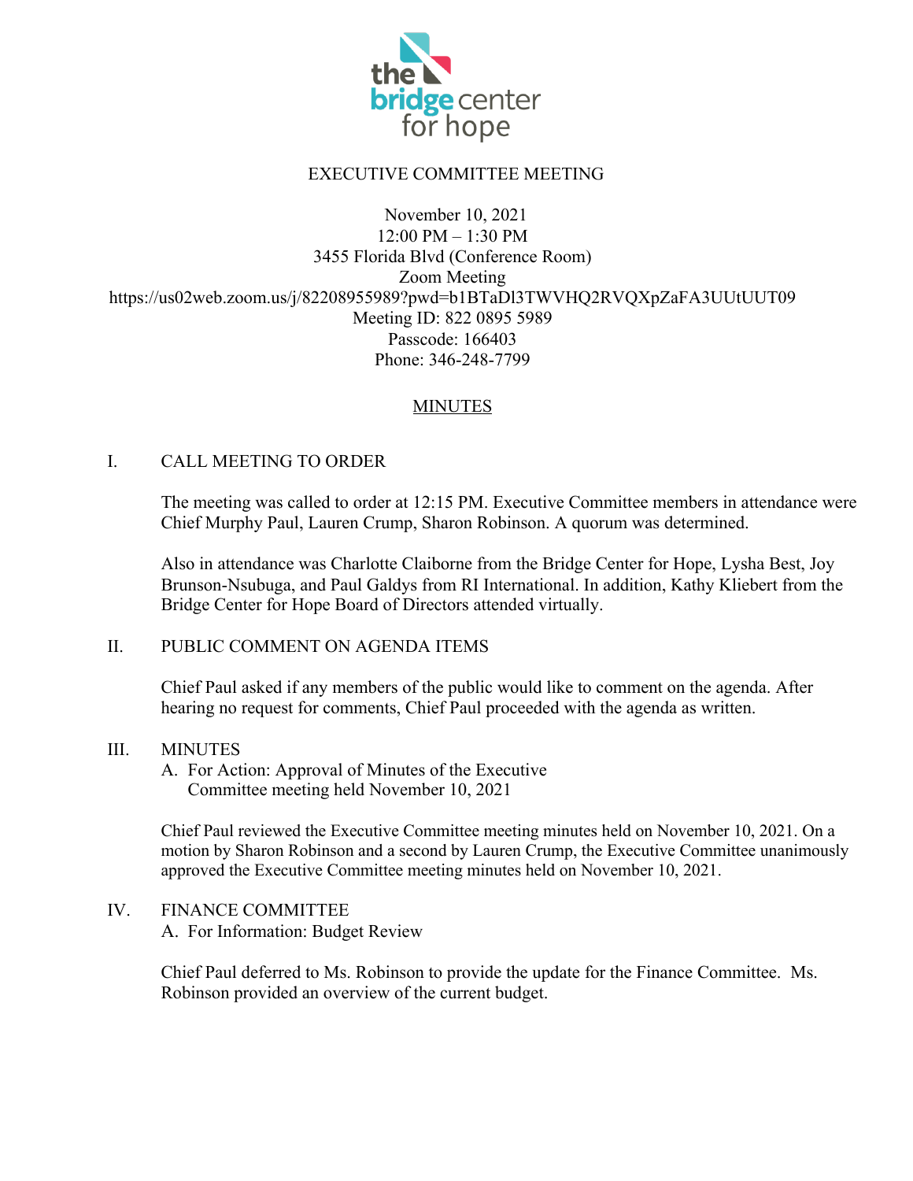the bridge center for hope

EXECUTIVE COMMITTEE MEETING

November 10, 2021
12:00 PM – 1:30 PM
3455 Florida Blvd (Conference Room)
Zoom Meeting
https://us02web.zoom.us/j/82208955989?pwd=b1BTaDl3TWVHQ2RVQXpZaFA3UUtUUT09
Meeting ID: 822 0895 5989
Passcode: 166403
Phone: 346-248-7799

## MINUTES

I. CALL MEETING TO ORDER

The meeting was called to order at 12:15 PM. Executive Committee members in attendance were Chief Murphy Paul, Lauren Crump, Sharon Robinson. A quorum was determined.

Also in attendance was Charlotte Claiborne from the Bridge Center for Hope, Lysha Best, Joy Brunson-Nsubuga, and Paul Galdys from RI International. In addition, Kathy Kliebert from the Bridge Center for Hope Board of Directors attended virtually.

II. PUBLIC COMMENT ON AGENDA ITEMS

Chief Paul asked if any members of the public would like to comment on the agenda. After hearing no request for comments, Chief Paul proceeded with the agenda as written.

III. MINUTES

A. For Action: Approval of Minutes of the Executive Committee meeting held November 10, 2021

Chief Paul reviewed the Executive Committee meeting minutes held on November 10, 2021. On a motion by Sharon Robinson and a second by Lauren Crump, the Executive Committee unanimously approved the Executive Committee meeting minutes held on November 10, 2021.

IV. FINANCE COMMITTEE

A. For Information: Budget Review

Chief Paul deferred to Ms. Robinson to provide the update for the Finance Committee. Ms. Robinson provided an overview of the current budget.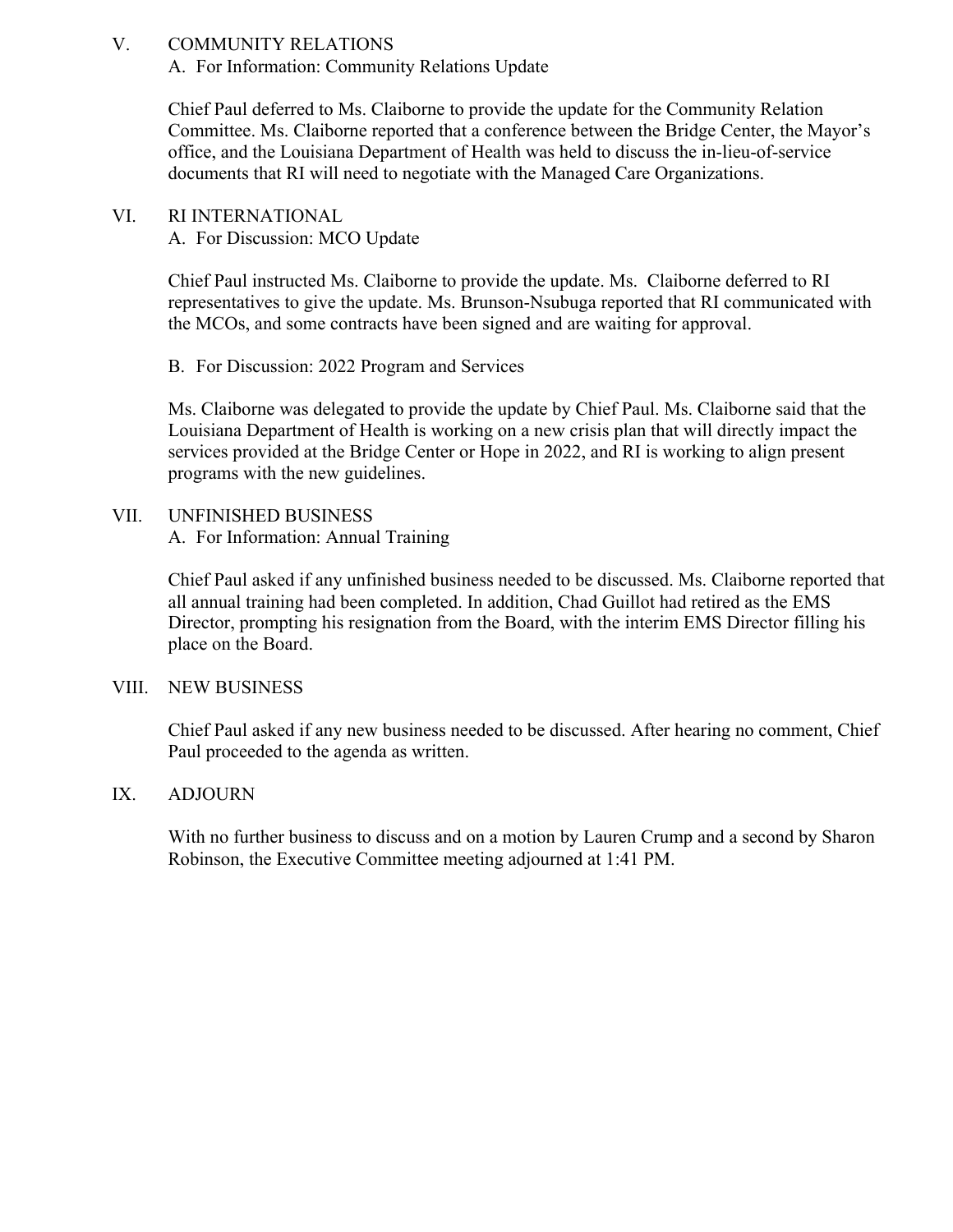## V. COMMUNITY RELATIONS

A. For Information: Community Relations Update

Chief Paul deferred to Ms. Claiborne to provide the update for the Community Relation Committee. Ms. Claiborne reported that a conference between the Bridge Center, the Mayor's office, and the Louisiana Department of Health was held to discuss the in-lieu-of-service documents that RI will need to negotiate with the Managed Care Organizations.

## VI. RI INTERNATIONAL

A. For Discussion: MCO Update

Chief Paul instructed Ms. Claiborne to provide the update. Ms. Claiborne deferred to RI representatives to give the update. Ms. Brunson-Nsubuga reported that RI communicated with the MCOs, and some contracts have been signed and are waiting for approval.

B. For Discussion: 2022 Program and Services

Ms. Claiborne was delegated to provide the update by Chief Paul. Ms. Claiborne said that the Louisiana Department of Health is working on a new crisis plan that will directly impact the services provided at the Bridge Center or Hope in 2022, and RI is working to align present programs with the new guidelines.

## VII. UNFINISHED BUSINESS

A. For Information: Annual Training

Chief Paul asked if any unfinished business needed to be discussed. Ms. Claiborne reported that all annual training had been completed. In addition, Chad Guillot had retired as the EMS Director, prompting his resignation from the Board, with the interim EMS Director filling his place on the Board.

## VIII. NEW BUSINESS

Chief Paul asked if any new business needed to be discussed. After hearing no comment, Chief Paul proceeded to the agenda as written.

## IX. ADJOURN

With no further business to discuss and on a motion by Lauren Crump and a second by Sharon Robinson, the Executive Committee meeting adjourned at 1:41 PM.